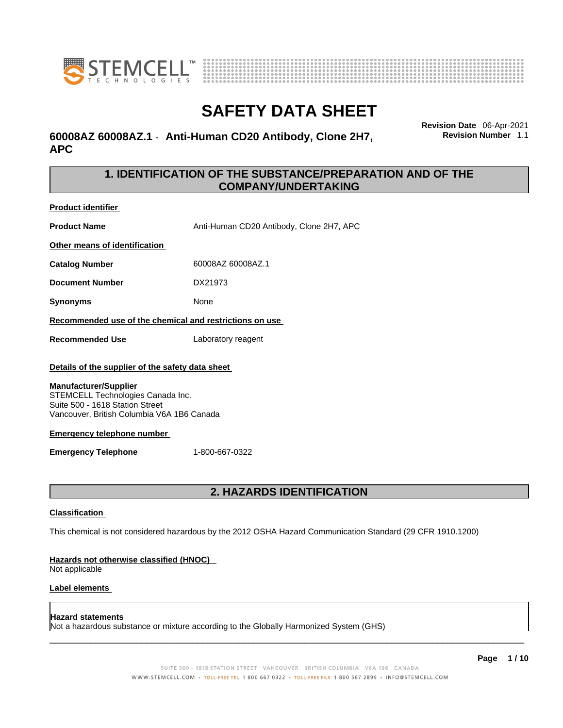# SAFETY DATA SHEET

## 60008AZ 60008AZ.1 - Anti-Human CD20 Antibody, Clone 2H7, APC

**Revision Date** 06-Apr-2021
**Revision Number** 1.1

## 1. IDENTIFICATION OF THE SUBSTANCE/PREPARATION AND OF THE COMPANY/UNDERTAKING

**Product identifier**

**Product Name** Anti-Human CD20 Antibody, Clone 2H7, APC

**Other means of identification**

**Catalog Number** 60008AZ 60008AZ.1

**Document Number** DX21973

**Synonyms** None

**Recommended use of the chemical and restrictions on use**

**Recommended Use** Laboratory reagent

**Details of the supplier of the safety data sheet**

**Manufacturer/Supplier**
STEMCELL Technologies Canada Inc.
Suite 500 - 1618 Station Street
Vancouver, British Columbia V6A 1B6 Canada

**Emergency telephone number**

**Emergency Telephone** 1-800-667-0322

## 2. HAZARDS IDENTIFICATION

**Classification**

This chemical is not considered hazardous by the 2012 OSHA Hazard Communication Standard (29 CFR 1910.1200)

**Hazards not otherwise classified (HNOC)**
Not applicable

**Label elements**

**Hazard statements**
Not a hazardous substance or mixture according to the Globally Harmonized System (GHS)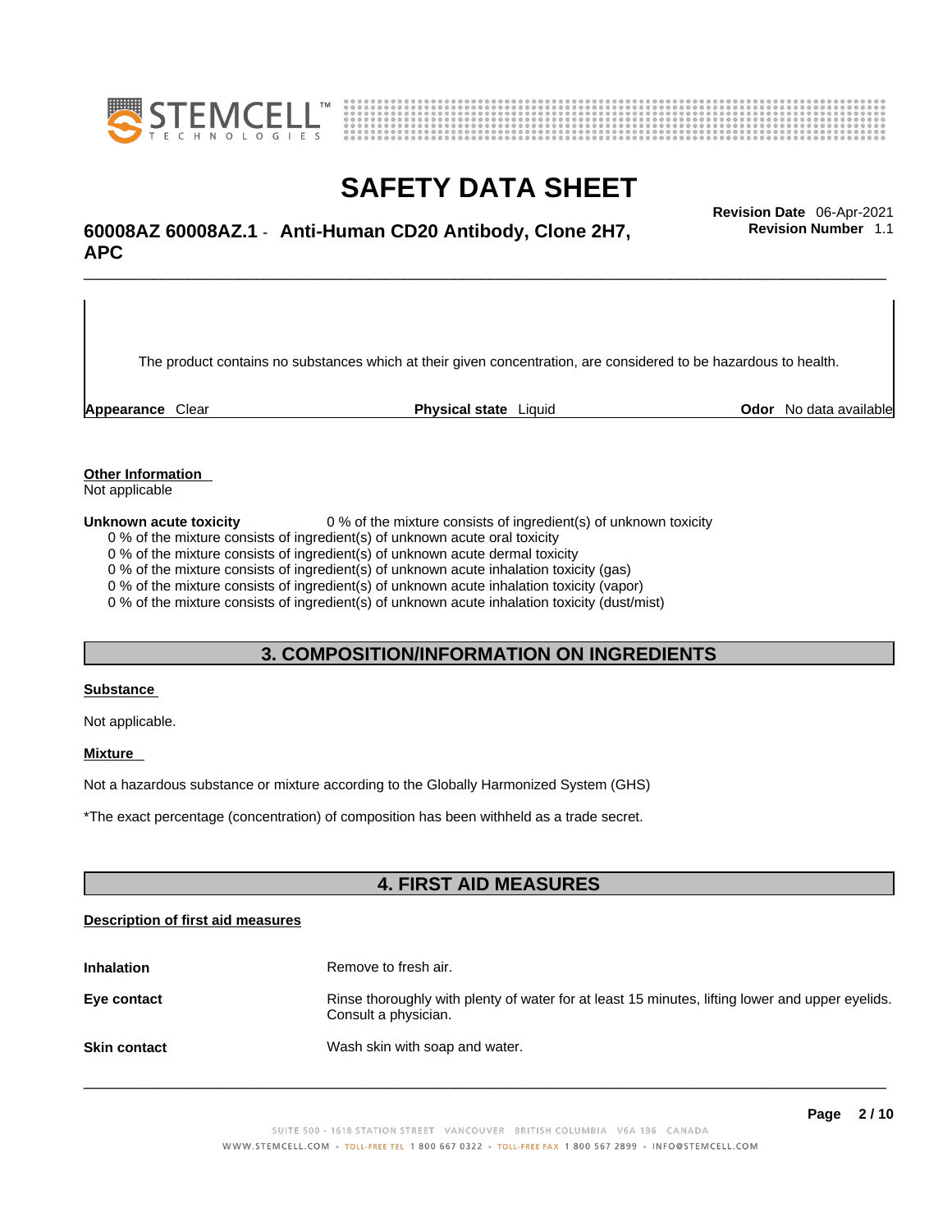The product contains no substances which at their given concentration, are considered to be hazardous to health.

**Appearance** Clear **Physical state** Liquid **Odor** No data available

**Other Information**
Not applicable

**Unknown acute toxicity** 0 % of the mixture consists of ingredient(s) of unknown toxicity
0 % of the mixture consists of ingredient(s) of unknown acute oral toxicity
0 % of the mixture consists of ingredient(s) of unknown acute dermal toxicity
0 % of the mixture consists of ingredient(s) of unknown acute inhalation toxicity (gas)
0 % of the mixture consists of ingredient(s) of unknown acute inhalation toxicity (vapor)
0 % of the mixture consists of ingredient(s) of unknown acute inhalation toxicity (dust/mist)

## 3. COMPOSITION/INFORMATION ON INGREDIENTS

**Substance**

Not applicable.

**Mixture**

Not a hazardous substance or mixture according to the Globally Harmonized System (GHS)

*The exact percentage (concentration) of composition has been withheld as a trade secret.

## 4. FIRST AID MEASURES

**Description of first aid measures**

**Inhalation** Remove to fresh air.

**Eye contact** Rinse thoroughly with plenty of water for at least 15 minutes, lifting lower and upper eyelids. Consult a physician.

**Skin contact** Wash skin with soap and water.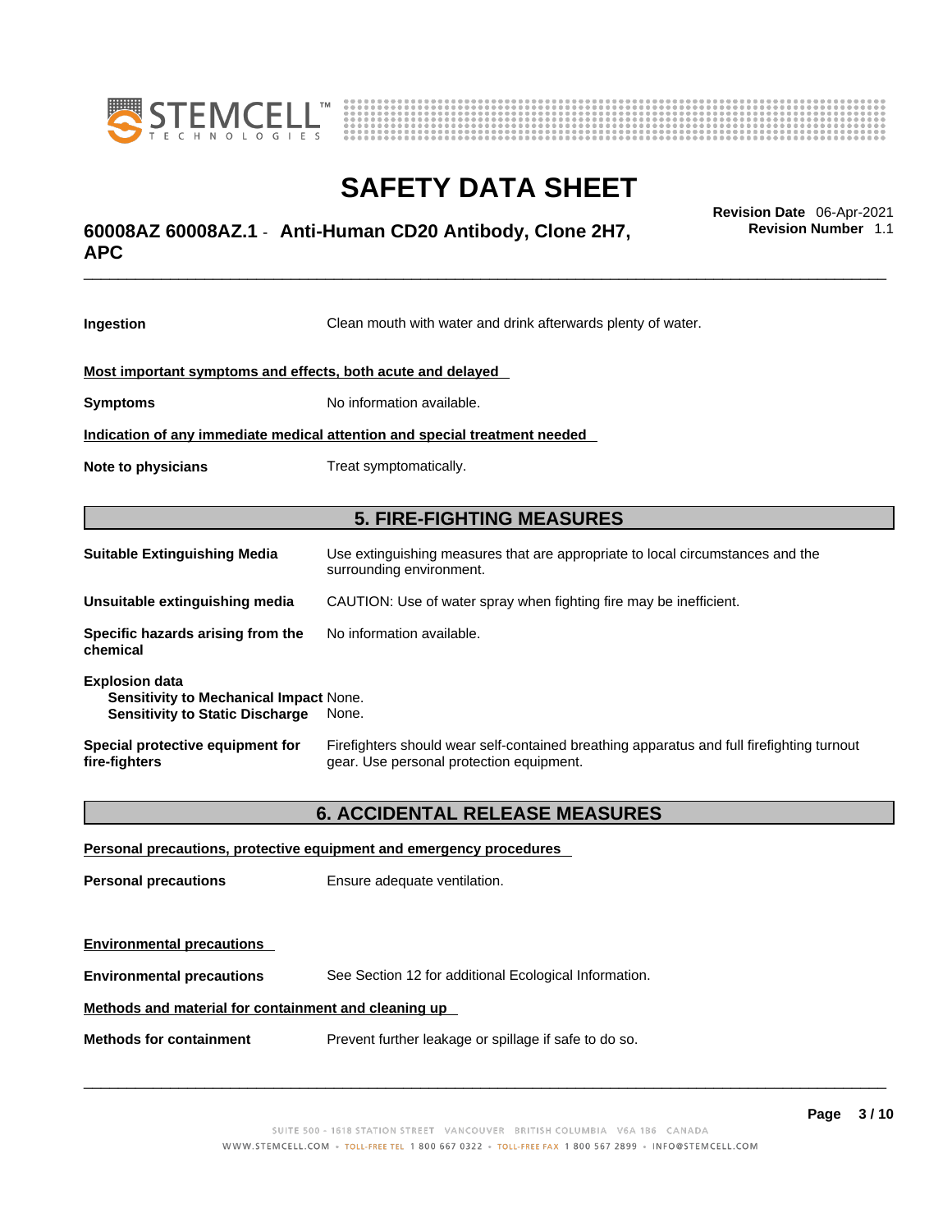**Ingestion** Clean mouth with water and drink afterwards plenty of water.

**Most important symptoms and effects, both acute and delayed**

**Symptoms** No information available.

**Indication of any immediate medical attention and special treatment needed**

**Note to physicians** Treat symptomatically.

## 5. FIRE-FIGHTING MEASURES

**Suitable Extinguishing Media** Use extinguishing measures that are appropriate to local circumstances and the surrounding environment.

**Unsuitable extinguishing media** CAUTION: Use of water spray when fighting fire may be inefficient.

**Specific hazards arising from the chemical** No information available.

**Explosion data**
**Sensitivity to Mechanical Impact** None.
**Sensitivity to Static Discharge** None.

**Special protective equipment for fire-fighters** Firefighters should wear self-contained breathing apparatus and full firefighting turnout gear. Use personal protection equipment.

## 6. ACCIDENTAL RELEASE MEASURES

**Personal precautions, protective equipment and emergency procedures**

**Personal precautions** Ensure adequate ventilation.

**Environmental precautions**

**Environmental precautions** See Section 12 for additional Ecological Information.

**Methods and material for containment and cleaning up**

**Methods for containment** Prevent further leakage or spillage if safe to do so.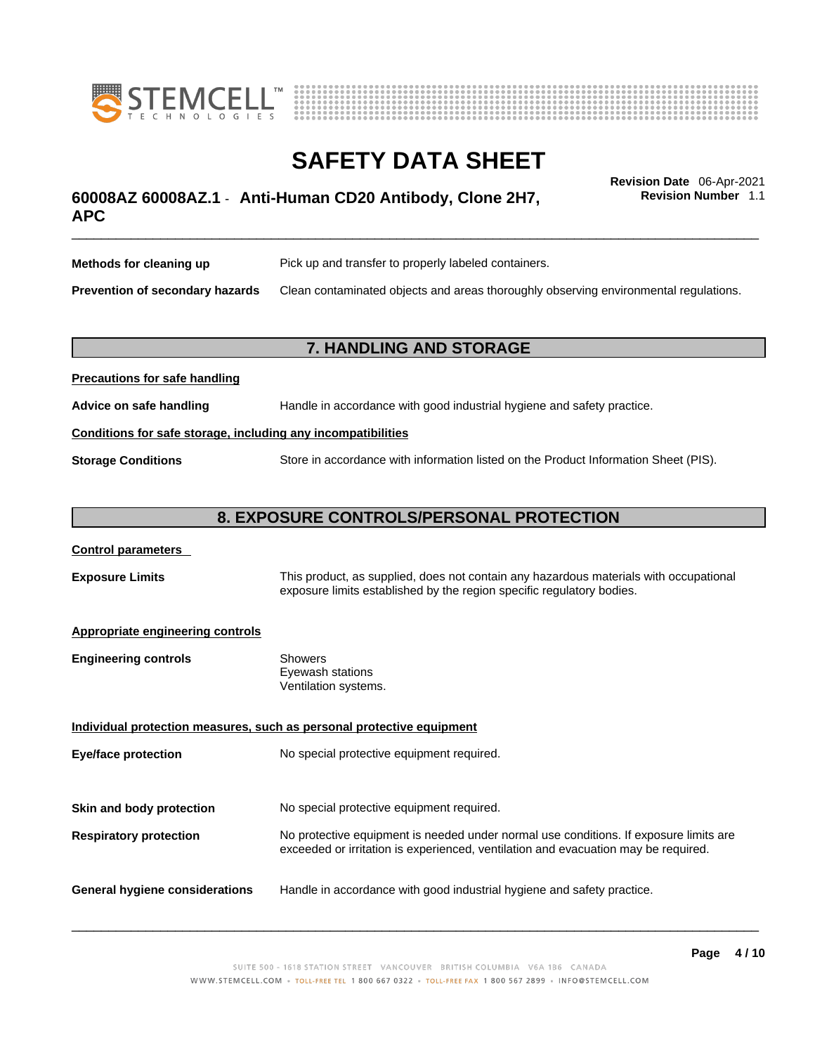**Methods for cleaning up** Pick up and transfer to properly labeled containers.

**Prevention of secondary hazards** Clean contaminated objects and areas thoroughly observing environmental regulations.

## 7. HANDLING AND STORAGE

**Precautions for safe handling**

**Advice on safe handling** Handle in accordance with good industrial hygiene and safety practice.

**Conditions for safe storage, including any incompatibilities**

**Storage Conditions** Store in accordance with information listed on the Product Information Sheet (PIS).

## 8. EXPOSURE CONTROLS/PERSONAL PROTECTION

**Control parameters**

**Exposure Limits** This product, as supplied, does not contain any hazardous materials with occupational exposure limits established by the region specific regulatory bodies.

**Appropriate engineering controls**

**Engineering controls**
- Showers
- Eyewash stations
- Ventilation systems.

**Individual protection measures, such as personal protective equipment**

**Eye/face protection** No special protective equipment required.

**Skin and body protection** No special protective equipment required.

**Respiratory protection** No protective equipment is needed under normal use conditions. If exposure limits are exceeded or irritation is experienced, ventilation and evacuation may be required.

**General hygiene considerations** Handle in accordance with good industrial hygiene and safety practice.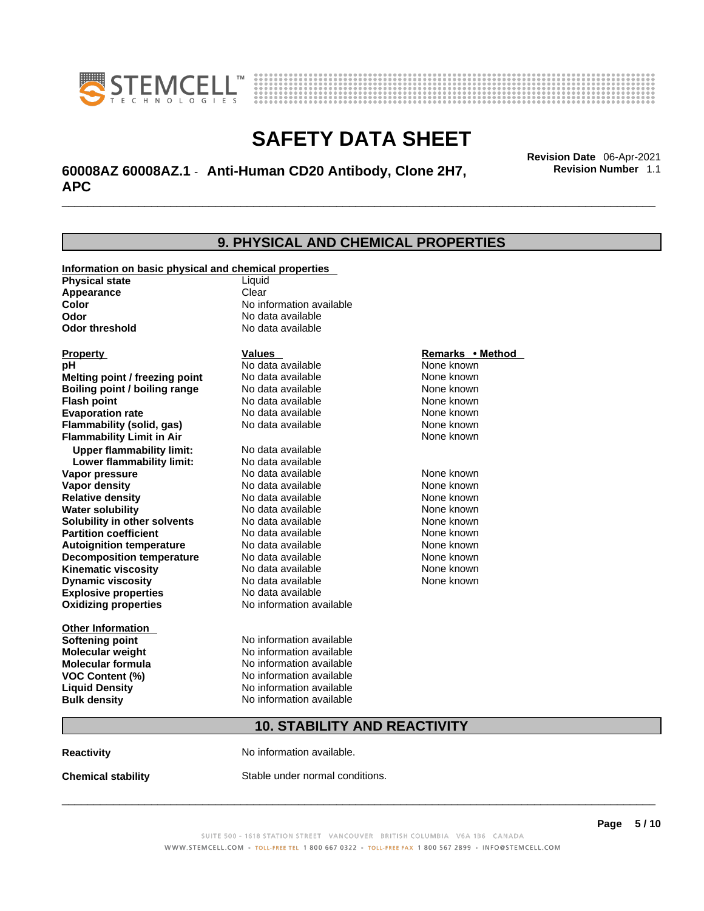## 9. PHYSICAL AND CHEMICAL PROPERTIES

**Information on basic physical and chemical properties**

| | |
|---|---|
| **Physical state** | Liquid |
| **Appearance** | Clear |
| **Color** | No information available |
| **Odor** | No data available |
| **Odor threshold** | No data available |

| Property | Values | Remarks • Method |
|---|---|---|
| **pH** | No data available | None known |
| **Melting point / freezing point** | No data available | None known |
| **Boiling point / boiling range** | No data available | None known |
| **Flash point** | No data available | None known |
| **Evaporation rate** | No data available | None known |
| **Flammability (solid, gas)** | No data available | None known |
| **Flammability Limit in Air** | | None known |
| **Upper flammability limit:** | No data available | |
| **Lower flammability limit:** | No data available | |
| **Vapor pressure** | No data available | None known |
| **Vapor density** | No data available | None known |
| **Relative density** | No data available | None known |
| **Water solubility** | No data available | None known |
| **Solubility in other solvents** | No data available | None known |
| **Partition coefficient** | No data available | None known |
| **Autoignition temperature** | No data available | None known |
| **Decomposition temperature** | No data available | None known |
| **Kinematic viscosity** | No data available | None known |
| **Dynamic viscosity** | No data available | None known |
| **Explosive properties** | No data available | |
| **Oxidizing properties** | No information available | |

**Other Information**

| | |
|---|---|
| **Softening point** | No information available |
| **Molecular weight** | No information available |
| **Molecular formula** | No information available |
| **VOC Content (%)** | No information available |
| **Liquid Density** | No information available |
| **Bulk density** | No information available |

## 10. STABILITY AND REACTIVITY

**Reactivity** No information available.

**Chemical stability** Stable under normal conditions.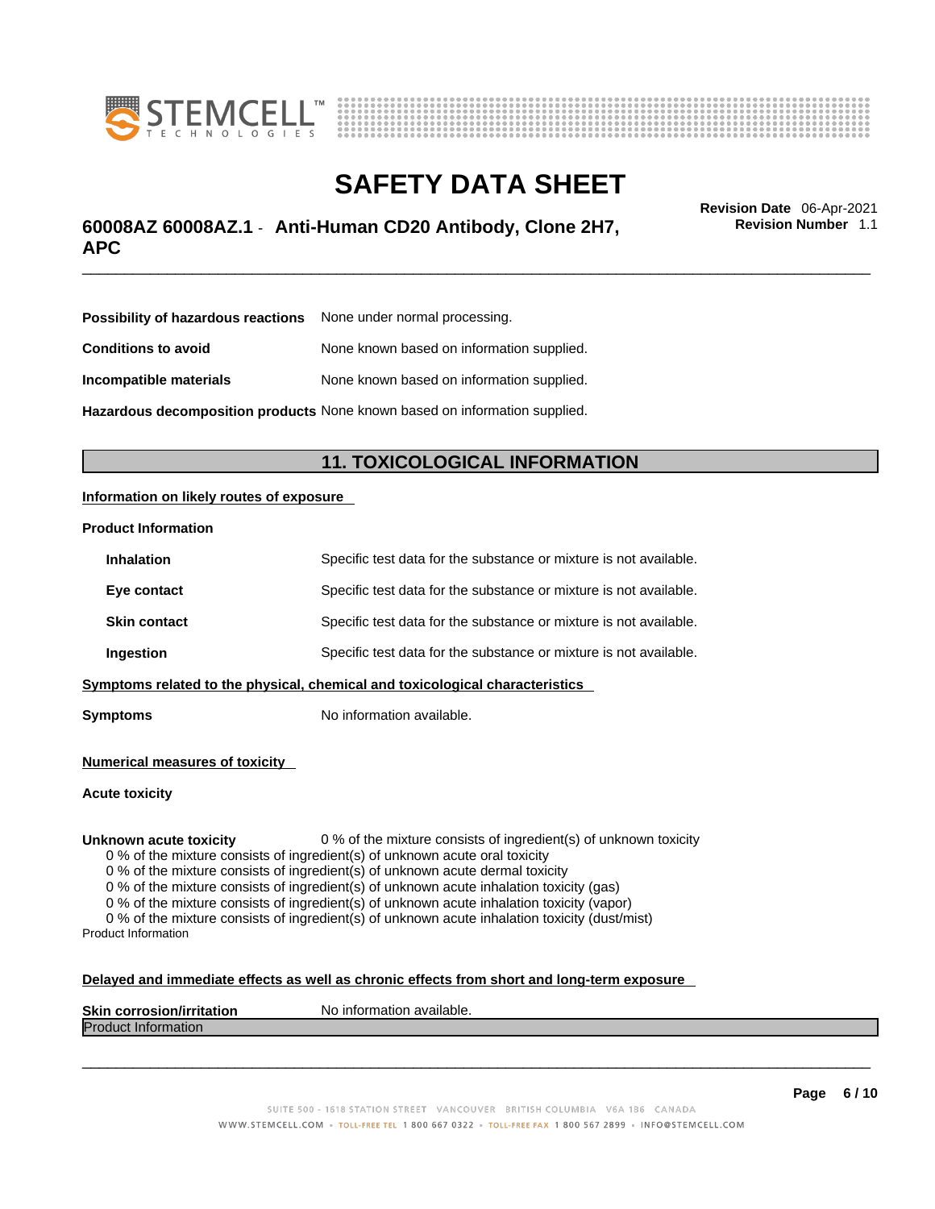**Possibility of hazardous reactions** None under normal processing.

**Conditions to avoid** None known based on information supplied.

**Incompatible materials** None known based on information supplied.

**Hazardous decomposition products** None known based on information supplied.

## 11. TOXICOLOGICAL INFORMATION

**Information on likely routes of exposure**

**Product Information**

**Inhalation** Specific test data for the substance or mixture is not available.

**Eye contact** Specific test data for the substance or mixture is not available.

**Skin contact** Specific test data for the substance or mixture is not available.

**Ingestion** Specific test data for the substance or mixture is not available.

**Symptoms related to the physical, chemical and toxicological characteristics**

**Symptoms** No information available.

**Numerical measures of toxicity**

**Acute toxicity**

**Unknown acute toxicity** 0 % of the mixture consists of ingredient(s) of unknown toxicity

0 % of the mixture consists of ingredient(s) of unknown acute oral toxicity
0 % of the mixture consists of ingredient(s) of unknown acute dermal toxicity
0 % of the mixture consists of ingredient(s) of unknown acute inhalation toxicity (gas)
0 % of the mixture consists of ingredient(s) of unknown acute inhalation toxicity (vapor)
0 % of the mixture consists of ingredient(s) of unknown acute inhalation toxicity (dust/mist)

Product Information

**Delayed and immediate effects as well as chronic effects from short and long-term exposure**

**Skin corrosion/irritation** No information available.

Product Information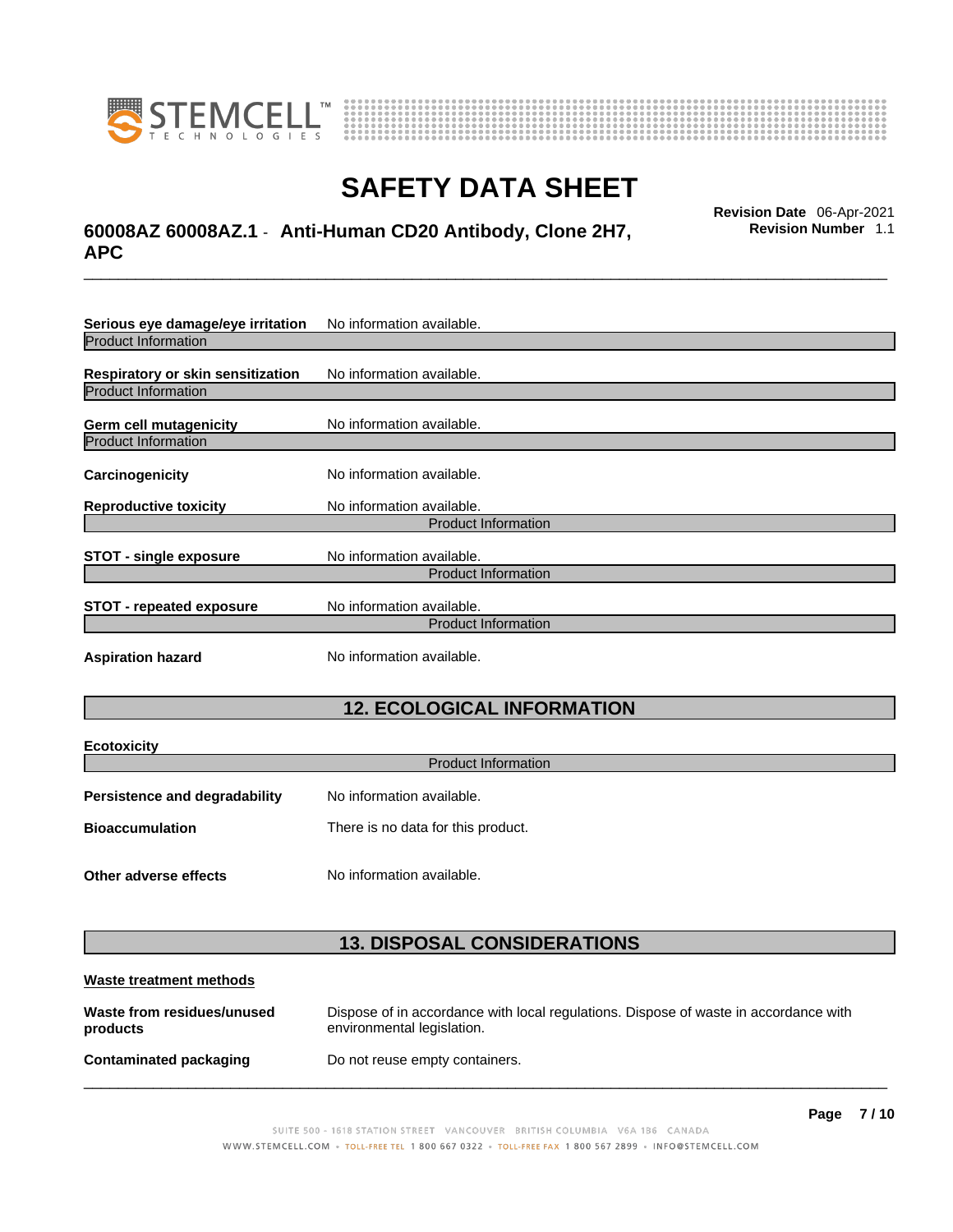**Serious eye damage/eye irritation** No information available.

Product Information

**Respiratory or skin sensitization** No information available.

Product Information

**Germ cell mutagenicity** No information available.

Product Information

**Carcinogenicity** No information available.

**Reproductive toxicity** No information available.

Product Information

**STOT - single exposure** No information available.

Product Information

**STOT - repeated exposure** No information available.

Product Information

**Aspiration hazard** No information available.

## 12. ECOLOGICAL INFORMATION

**Ecotoxicity**

Product Information

**Persistence and degradability** No information available.

**Bioaccumulation** There is no data for this product.

**Other adverse effects** No information available.

## 13. DISPOSAL CONSIDERATIONS

**Waste treatment methods**

**Waste from residues/unused products** Dispose of in accordance with local regulations. Dispose of waste in accordance with environmental legislation.

**Contaminated packaging** Do not reuse empty containers.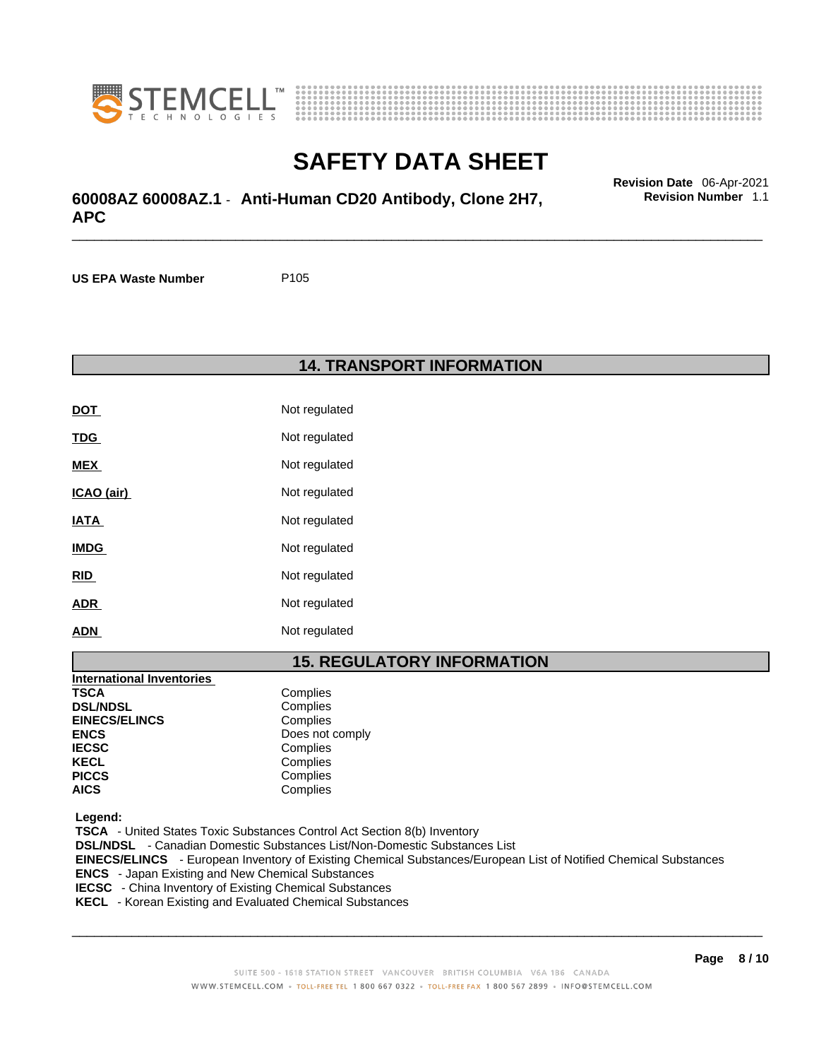| | |
|---|---|
| **US EPA Waste Number** | P105 |

## 14. TRANSPORT INFORMATION

| | |
|---|---|
| **DOT** | Not regulated |
| **TDG** | Not regulated |
| **MEX** | Not regulated |
| **ICAO (air)** | Not regulated |
| **IATA** | Not regulated |
| **IMDG** | Not regulated |
| **RID** | Not regulated |
| **ADR** | Not regulated |
| **ADN** | Not regulated |

## 15. REGULATORY INFORMATION

**International Inventories**

| | |
|---|---|
| **TSCA** | Complies |
| **DSL/NDSL** | Complies |
| **EINECS/ELINCS** | Complies |
| **ENCS** | Does not comply |
| **IECSC** | Complies |
| **KECL** | Complies |
| **PICCS** | Complies |
| **AICS** | Complies |

**Legend:**
**TSCA** - United States Toxic Substances Control Act Section 8(b) Inventory
**DSL/NDSL** - Canadian Domestic Substances List/Non-Domestic Substances List
**EINECS/ELINCS** - European Inventory of Existing Chemical Substances/European List of Notified Chemical Substances
**ENCS** - Japan Existing and New Chemical Substances
**IECSC** - China Inventory of Existing Chemical Substances
**KECL** - Korean Existing and Evaluated Chemical Substances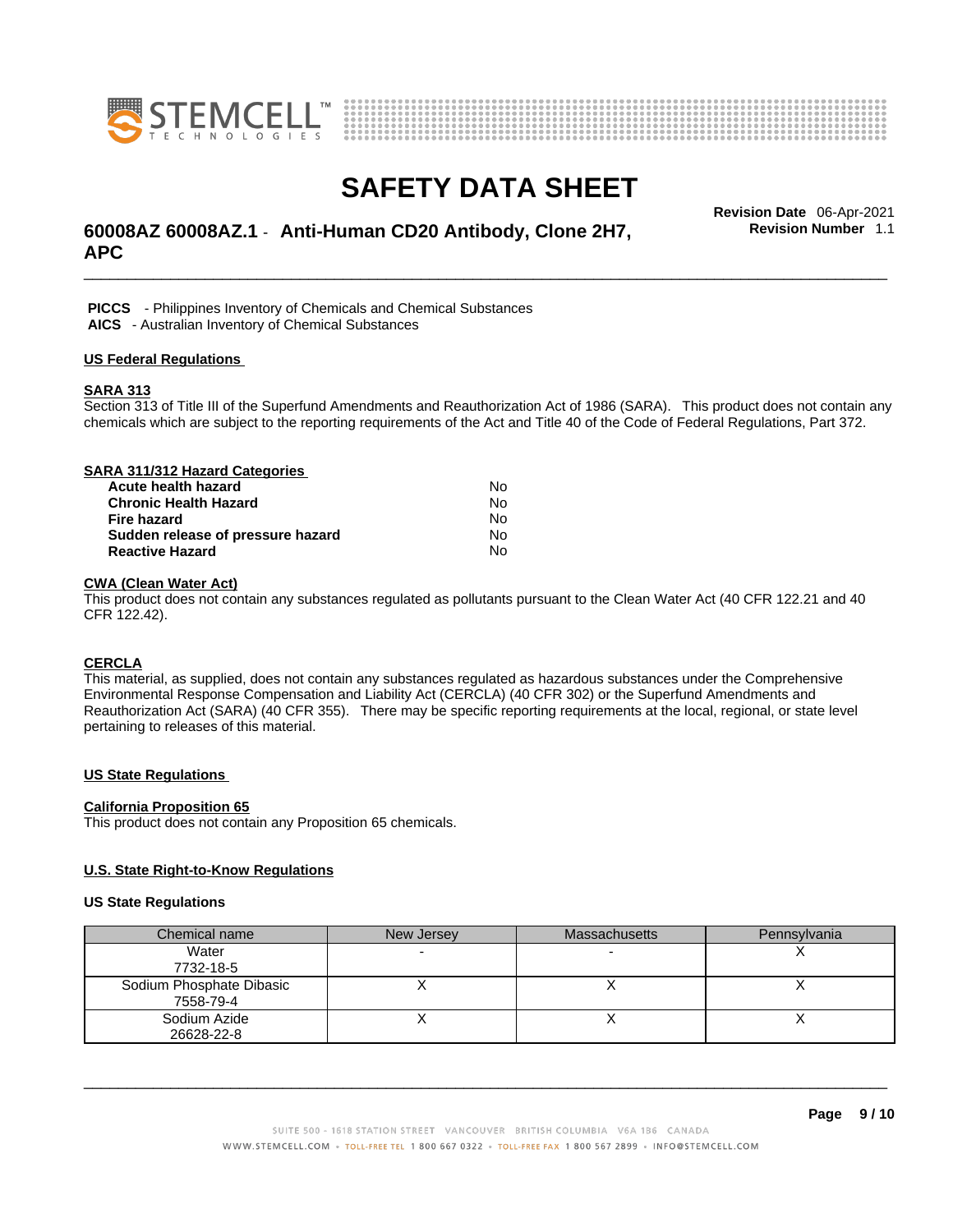**PICCS** - Philippines Inventory of Chemicals and Chemical Substances
**AICS** - Australian Inventory of Chemical Substances

## US Federal Regulations

### SARA 313

Section 313 of Title III of the Superfund Amendments and Reauthorization Act of 1986 (SARA). This product does not contain any chemicals which are subject to the reporting requirements of the Act and Title 40 of the Code of Federal Regulations, Part 372.

### SARA 311/312 Hazard Categories

| | |
|---|---|
| **Acute health hazard** | No |
| **Chronic Health Hazard** | No |
| **Fire hazard** | No |
| **Sudden release of pressure hazard** | No |
| **Reactive Hazard** | No |

### CWA (Clean Water Act)

This product does not contain any substances regulated as pollutants pursuant to the Clean Water Act (40 CFR 122.21 and 40 CFR 122.42).

### CERCLA

This material, as supplied, does not contain any substances regulated as hazardous substances under the Comprehensive Environmental Response Compensation and Liability Act (CERCLA) (40 CFR 302) or the Superfund Amendments and Reauthorization Act (SARA) (40 CFR 355). There may be specific reporting requirements at the local, regional, or state level pertaining to releases of this material.

## US State Regulations

### California Proposition 65

This product does not contain any Proposition 65 chemicals.

### U.S. State Right-to-Know Regulations

### US State Regulations

| Chemical name | New Jersey | Massachusetts | Pennsylvania |
|---|---|---|---|
| Water<br>7732-18-5 | - | - | X |
| Sodium Phosphate Dibasic<br>7558-79-4 | X | X | X |
| Sodium Azide<br>26628-22-8 | X | X | X |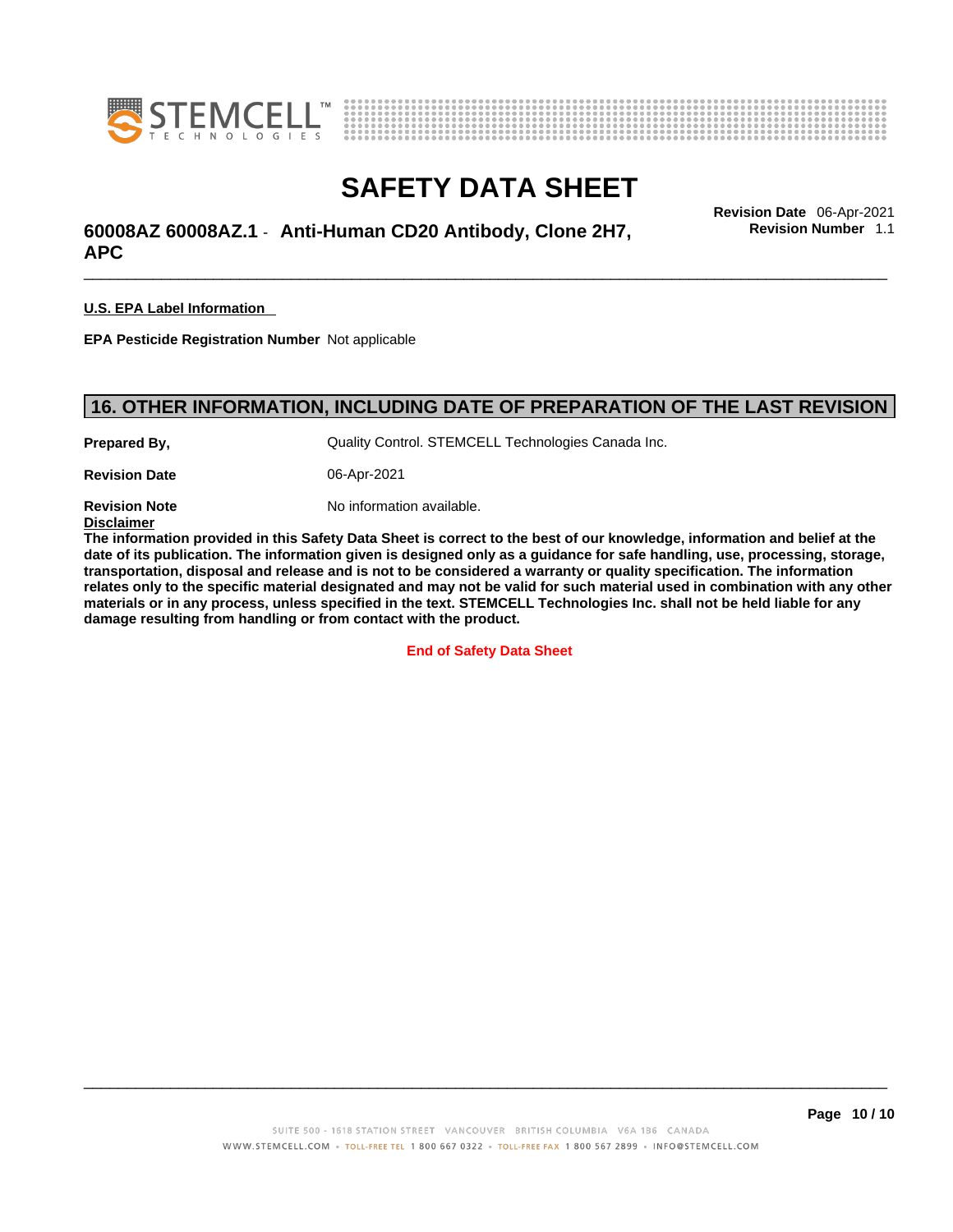U.S. EPA Label Information

**EPA Pesticide Registration Number** Not applicable

## 16. OTHER INFORMATION, INCLUDING DATE OF PREPARATION OF THE LAST REVISION

**Prepared By,** Quality Control. STEMCELL Technologies Canada Inc.

**Revision Date** 06-Apr-2021

**Revision Note** No information available.

**Disclaimer**

**The information provided in this Safety Data Sheet is correct to the best of our knowledge, information and belief at the date of its publication. The information given is designed only as a guidance for safe handling, use, processing, storage, transportation, disposal and release and is not to be considered a warranty or quality specification. The information relates only to the specific material designated and may not be valid for such material used in combination with any other materials or in any process, unless specified in the text. STEMCELL Technologies Inc. shall not be held liable for any damage resulting from handling or from contact with the product.**

**End of Safety Data Sheet**